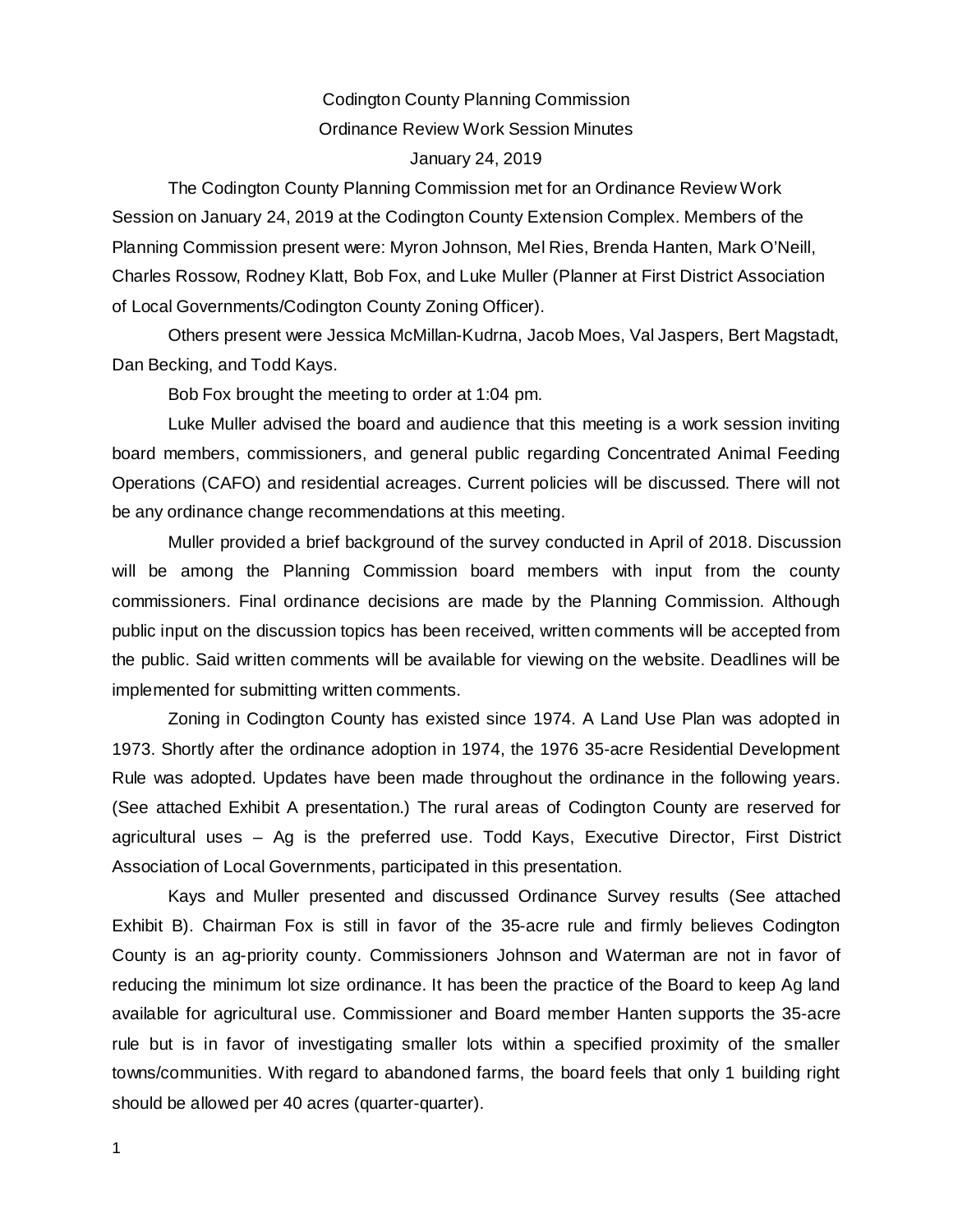# Codington County Planning Commission

## Ordinance Review Work Session Minutes

### January 24, 2019

The Codington County Planning Commission met for an Ordinance Review Work Session on January 24, 2019 at the Codington County Extension Complex. Members of the Planning Commission present were: Myron Johnson, Mel Ries, Brenda Hanten, Mark O'Neill, Charles Rossow, Rodney Klatt, Bob Fox, and Luke Muller (Planner at First District Association of Local Governments/Codington County Zoning Officer).

Others present were Jessica McMillan-Kudrna, Jacob Moes, Val Jaspers, Bert Magstadt, Dan Becking, and Todd Kays.

Bob Fox brought the meeting to order at 1:04 pm.

Luke Muller advised the board and audience that this meeting is a work session inviting board members, commissioners, and general public regarding Concentrated Animal Feeding Operations (CAFO) and residential acreages. Current policies will be discussed. There will not be any ordinance change recommendations at this meeting.

Muller provided a brief background of the survey conducted in April of 2018. Discussion will be among the Planning Commission board members with input from the county commissioners. Final ordinance decisions are made by the Planning Commission. Although public input on the discussion topics has been received, written comments will be accepted from the public. Said written comments will be available for viewing on the website. Deadlines will be implemented for submitting written comments.

Zoning in Codington County has existed since 1974. A Land Use Plan was adopted in 1973. Shortly after the ordinance adoption in 1974, the 1976 35-acre Residential Development Rule was adopted. Updates have been made throughout the ordinance in the following years. (See attached Exhibit A presentation.) The rural areas of Codington County are reserved for agricultural uses – Ag is the preferred use. Todd Kays, Executive Director, First District Association of Local Governments, participated in this presentation.

Kays and Muller presented and discussed Ordinance Survey results (See attached Exhibit B). Chairman Fox is still in favor of the 35-acre rule and firmly believes Codington County is an ag-priority county. Commissioners Johnson and Waterman are not in favor of reducing the minimum lot size ordinance. It has been the practice of the Board to keep Ag land available for agricultural use. Commissioner and Board member Hanten supports the 35-acre rule but is in favor of investigating smaller lots within a specified proximity of the smaller towns/communities. With regard to abandoned farms, the board feels that only 1 building right should be allowed per 40 acres (quarter-quarter).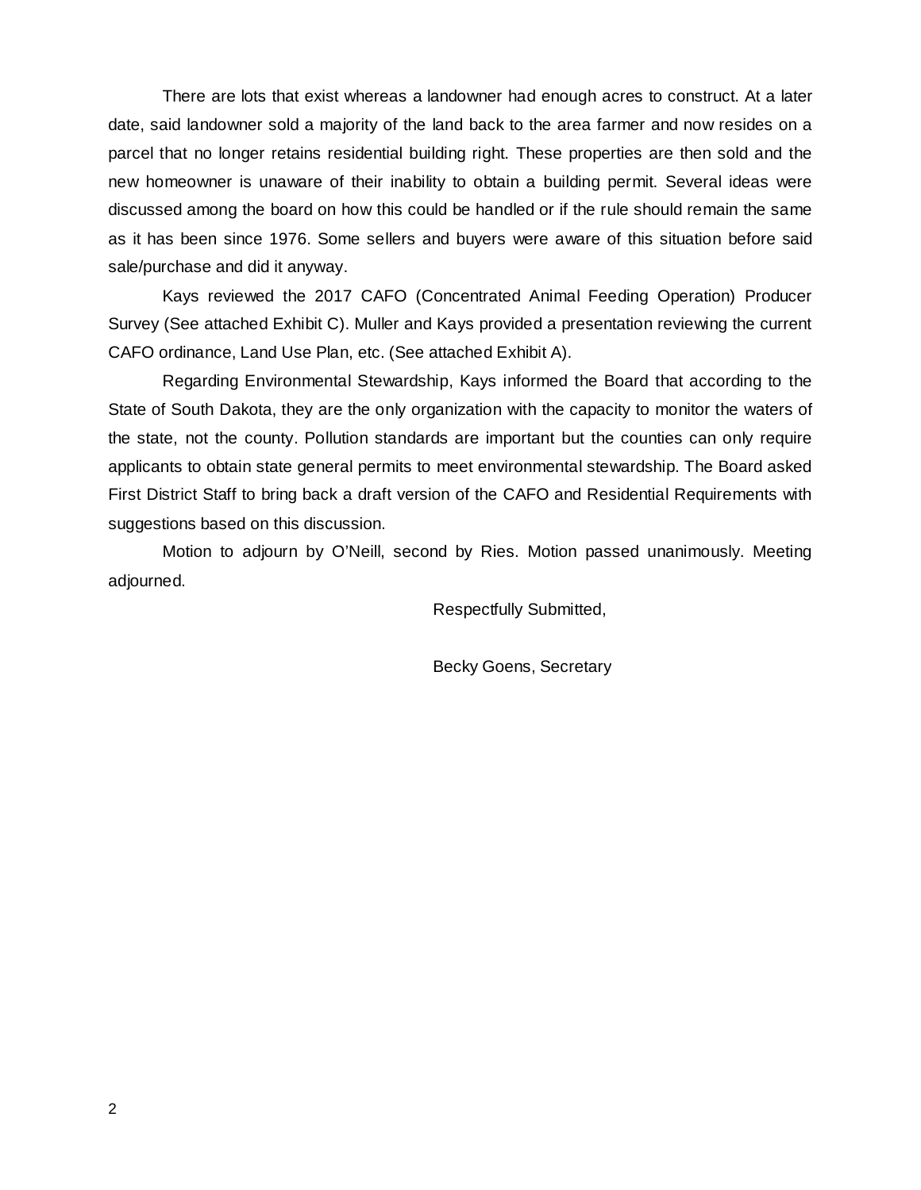There are lots that exist whereas a landowner had enough acres to construct. At a later date, said landowner sold a majority of the land back to the area farmer and now resides on a parcel that no longer retains residential building right. These properties are then sold and the new homeowner is unaware of their inability to obtain a building permit. Several ideas were discussed among the board on how this could be handled or if the rule should remain the same as it has been since 1976. Some sellers and buyers were aware of this situation before said sale/purchase and did it anyway.

Kays reviewed the 2017 CAFO (Concentrated Animal Feeding Operation) Producer Survey (See attached Exhibit C). Muller and Kays provided a presentation reviewing the current CAFO ordinance, Land Use Plan, etc. (See attached Exhibit A).

Regarding Environmental Stewardship, Kays informed the Board that according to the State of South Dakota, they are the only organization with the capacity to monitor the waters of the state, not the county. Pollution standards are important but the counties can only require applicants to obtain state general permits to meet environmental stewardship. The Board asked First District Staff to bring back a draft version of the CAFO and Residential Requirements with suggestions based on this discussion.

Motion to adjourn by O'Neill, second by Ries. Motion passed unanimously. Meeting adjourned.

Respectfully Submitted,

Becky Goens, Secretary